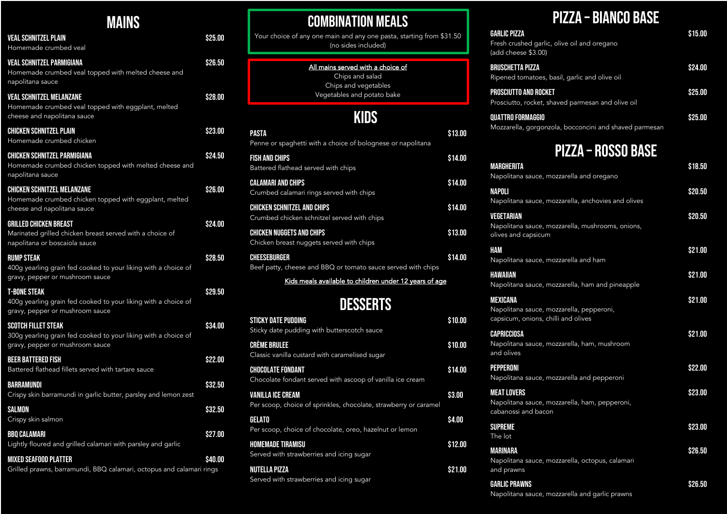# MAINS

**VEAL SCHNITZEL PLAIN** $25.00
Homemade crumbed veal

**VEAL SCHNITZEL PARMIGIANA** $26.50
Homemade crumbed veal topped with melted cheese and napolitana sauce

**VEAL SCHNITZEL MELANZANE** $28.00
Homemade crumbed veal topped with eggplant, melted cheese and napolitana sauce

**CHICKEN SCHNITZEL PLAIN** $23.00
Homemade crumbed chicken

**CHICKEN SCHNITZEL PARMIGIANA** $24.50
Homemade crumbed chicken topped with melted cheese and napolitana sauce

**CHICKEN SCHNITZEL MELANZANE** $26.00
Homemade crumbed chicken topped with eggplant, melted cheese and napolitana sauce

**GRILLED CHICKEN BREAST** $24.00
Marinated grilled chicken breast served with a choice of napolitana or boscaiola sauce

**RUMP STEAK** $28.50
400g yearling grain fed cooked to your liking with a choice of gravy, pepper or mushroom sauce

**T-BONE STEAK** $29.50
400g yearling grain fed cooked to your liking with a choice of gravy, pepper or mushroom sauce

**SCOTCH FILLET STEAK** $34.00
300g yearling grain fed cooked to your liking with a choice of gravy, pepper or mushroom sauce

**BEER BATTERED FISH** $22.00
Battered flathead fillets served with tartare sauce

**BARRAMUNDI** $32.50
Crispy skin barramundi in garlic butter, parsley and lemon zest

**SALMON** $32.50
Crispy skin salmon

**BBQ CALAMARI** $27.00
Lightly floured and grilled calamari with parsley and garlic

**MIXED SEAFOOD PLATTER** $40.00
Grilled prawns, barramundi, BBQ calamari, octopus and calamari rings

# COMBINATION MEALS

Your choice of any one main and any one pasta, starting from $31.50
(no sides included)

<u>All mains served with a choice of</u>
Chips and salad
Chips and vegetables
Vegetables and potato bake

# KIDS

**PASTA** $13.00
Penne or spaghetti with a choice of bolognese or napolitana

**FISH AND CHIPS** $14.00
Battered flathead served with chips

**CALAMARI AND CHIPS** $14.00
Crumbed calamari rings served with chips

**CHICKEN SCHNITZEL AND CHIPS** $14.00
Crumbed chicken schnitzel served with chips

**CHICKEN NUGGETS AND CHIPS** $13.00
Chicken breast nuggets served with chips

**CHEESEBURGER** $14.00
Beef patty, cheese and BBQ or tomato sauce served with chips

<u>Kids meals available to children under 12 years of age</u>

# DESSERTS

**STICKY DATE PUDDING** $10.00
Sticky date pudding with butterscotch sauce

**CRÈME BRULEE** $10.00
Classic vanilla custard with caramelised sugar

**CHOCOLATE FONDANT** $14.00
Chocolate fondant served with ascoop of vanilla ice cream

**VANILLA ICE CREAM** $3.00
Per scoop, choice of sprinkles, chocolate, strawberry or caramel

**GELATO** $4.00
Per scoop, choice of chocolate, oreo, hazelnut or lemon

**HOMEMADE TIRAMISU** $12.00
Served with strawberries and icing sugar

**NUTELLA PIZZA** $21.00
Served with strawberries and icing sugar

# PIZZA – BIANCO BASE

**GARLIC PIZZA** $15.00
Fresh crushed garlic, olive oil and oregano
(add cheese $3.00)

**BRUSCHETTA PIZZA** $24.00
Ripened tomatoes, basil, garlic and olive oil

**PROSCIUTTO AND ROCKET** $25.00
Prosciutto, rocket, shaved parmesan and olive oil

**QUATTRO FORMAGGIO** $25.00
Mozzarella, gorgonzola, bocconcini and shaved parmesan

# PIZZA – ROSSO BASE

**MARGHERITA** $18.50
Napolitana sauce, mozzarella and oregano

**NAPOLI** $20.50
Napolitana sauce, mozzarella, anchovies and olives

**VEGETARIAN** $20.50
Napolitana sauce, mozzarella, mushrooms, onions, olives and capsicum

**HAM** $21.00
Napolitana sauce, mozzarella and ham

**HAWAIIAN** $21.00
Napolitana sauce, mozzarella, ham and pineapple

**MEXICANA** $21.00
Napolitana sauce, mozzarella, pepperoni, capsicum, onions, chilli and olives

**CAPRICCIOSA** $21.00
Napolitana sauce, mozzarella, ham, mushroom and olives

**PEPPERONI** $22.00
Napolitana sauce, mozzarella and pepperoni

**MEAT LOVERS** $23.00
Napolitana sauce, mozzarella, ham, pepperoni, cabanossi and bacon

**SUPREME** $23.00
The lot

**MARINARA** $26.50
Napolitana sauce, mozzarella, octopus, calamari and prawns

**GARLIC PRAWNS** $26.50
Napolitana sauce, mozzarella and garlic prawns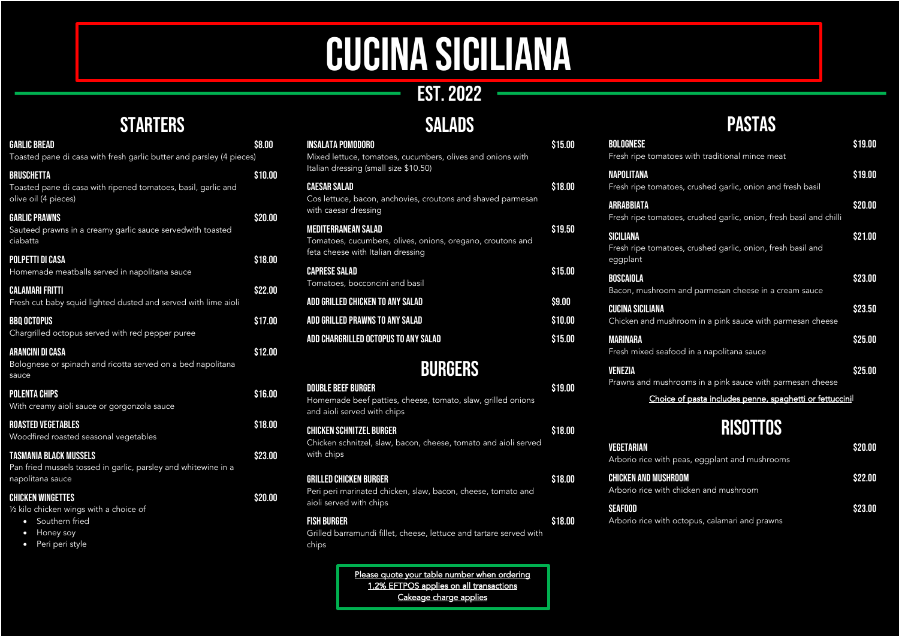# CUCINA SICILIANA

EST. 2022

## STARTERS

**GARLIC BREAD** $8.00
Toasted pane di casa with fresh garlic butter and parsley (4 pieces)

**BRUSCHETTA** $10.00
Toasted pane di casa with ripened tomatoes, basil, garlic and olive oil (4 pieces)

**GARLIC PRAWNS** $20.00
Sauteed prawns in a creamy garlic sauce servedwith toasted ciabatta

**POLPETTI DI CASA** $18.00
Homemade meatballs served in napolitana sauce

**CALAMARI FRITTI** $22.00
Fresh cut baby squid lighted dusted and served with lime aioli

**BBQ OCTOPUS** $17.00
Chargrilled octopus served with red pepper puree

**ARANCINI DI CASA** $12.00
Bolognese or spinach and ricotta served on a bed napolitana sauce

**POLENTA CHIPS** $16.00
With creamy aioli sauce or gorgonzola sauce

**ROASTED VEGETABLES** $18.00
Woodfired roasted seasonal vegetables

**TASMANIA BLACK MUSSELS** $23.00
Pan fried mussels tossed in garlic, parsley and whitewine in a napolitana sauce

**CHICKEN WINGETTES** $20.00
½ kilo chicken wings with a choice of

- Southern fried
- Honey soy
- Peri peri style

## SALADS

**INSALATA POMODORO** $15.00
Mixed lettuce, tomatoes, cucumbers, olives and onions with Italian dressing (small size $10.50)

**CAESAR SALAD** $18.00
Cos lettuce, bacon, anchovies, croutons and shaved parmesan with caesar dressing

**MEDITERRANEAN SALAD** $19.50
Tomatoes, cucumbers, olives, onions, oregano, croutons and feta cheese with Italian dressing

**CAPRESE SALAD** $15.00
Tomatoes, bocconcini and basil

**ADD GRILLED CHICKEN TO ANY SALAD** $9.00

**ADD GRILLED PRAWNS TO ANY SALAD** $10.00

**ADD CHARGRILLED OCTOPUS TO ANY SALAD** $15.00

## BURGERS

**DOUBLE BEEF BURGER** $19.00
Homemade beef patties, cheese, tomato, slaw, grilled onions and aioli served with chips

**CHICKEN SCHNITZEL BURGER** $18.00
Chicken schnitzel, slaw, bacon, cheese, tomato and aioli served with chips

**GRILLED CHICKEN BURGER** $18.00
Peri peri marinated chicken, slaw, bacon, cheese, tomato and aioli served with chips

**FISH BURGER** $18.00
Grilled barramundi fillet, cheese, lettuce and tartare served with chips

Please quote your table number when ordering
1.2% EFTPOS applies on all transactions
Cakeage charge applies

## PASTAS

**BOLOGNESE** $19.00
Fresh ripe tomatoes with traditional mince meat

**NAPOLITANA** $19.00
Fresh ripe tomatoes, crushed garlic, onion and fresh basil

**ARRABBIATA** $20.00
Fresh ripe tomatoes, crushed garlic, onion, fresh basil and chilli

**SICILIANA** $21.00
Fresh ripe tomatoes, crushed garlic, onion, fresh basil and eggplant

**BOSCAIOLA** $23.00
Bacon, mushroom and parmesan cheese in a cream sauce

**CUCINA SICILIANA** $23.50
Chicken and mushroom in a pink sauce with parmesan cheese

**MARINARA** $25.00
Fresh mixed seafood in a napolitana sauce

**VENEZIA** $25.00
Prawns and mushrooms in a pink sauce with parmesan cheese

Choice of pasta includes penne, spaghetti or fettuccini

## RISOTTOS

**VEGETARIAN** $20.00
Arborio rice with peas, eggplant and mushrooms

**CHICKEN AND MUSHROOM** $22.00
Arborio rice with chicken and mushroom

**SEAFOOD** $23.00
Arborio rice with octopus, calamari and prawns